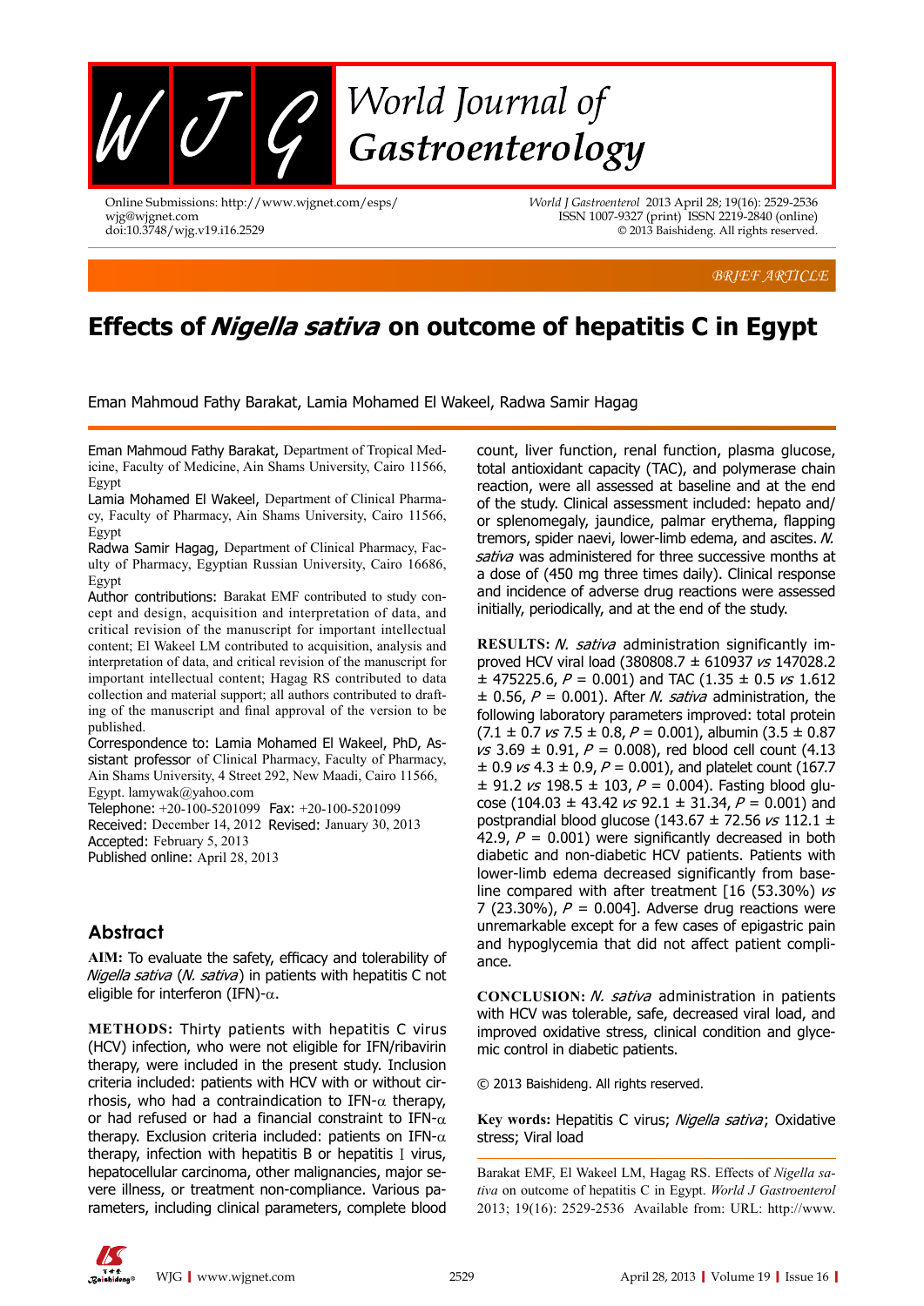BRIEF ARTICLE

# Effects of *Nigella sativa* on outcome of hepatitis C in Egypt

Eman Mahmoud Fathy Barakat, Lamia Mohamed El Wakeel, Radwa Samir Hagag

Eman Mahmoud Fathy Barakat, Department of Tropical Medicine, Faculty of Medicine, Ain Shams University, Cairo 11566, Egypt

Lamia Mohamed El Wakeel, Department of Clinical Pharmacy, Faculty of Pharmacy, Ain Shams University, Cairo 11566, Egypt

Radwa Samir Hagag, Department of Clinical Pharmacy, Faculty of Pharmacy, Egyptian Russian University, Cairo 16686, Egypt

Author contributions: Barakat EMF contributed to study concept and design, acquisition and interpretation of data, and critical revision of the manuscript for important intellectual content; El Wakeel LM contributed to acquisition, analysis and interpretation of data, and critical revision of the manuscript for important intellectual content; Hagag RS contributed to data collection and material support; all authors contributed to drafting of the manuscript and final approval of the version to be published.

Correspondence to: Lamia Mohamed El Wakeel, PhD, Assistant professor of Clinical Pharmacy, Faculty of Pharmacy, Ain Shams University, 4 Street 292, New Maadi, Cairo 11566, Egypt. lamywak@yahoo.com

Telephone: +20-100-5201099 Fax: +20-100-5201099

Received: December 14, 2012 Revised: January 30, 2013

Accepted: February 5, 2013

Published online: April 28, 2013

## Abstract

**AIM:** To evaluate the safety, efficacy and tolerability of *Nigella sativa* (*N. sativa*) in patients with hepatitis C not eligible for interferon (IFN)-$\alpha$.

**METHODS:** Thirty patients with hepatitis C virus (HCV) infection, who were not eligible for IFN/ribavirin therapy, were included in the present study. Inclusion criteria included: patients with HCV with or without cirrhosis, who had a contraindication to IFN-$\alpha$ therapy, or had refused or had a financial constraint to IFN-$\alpha$ therapy. Exclusion criteria included: patients on IFN-$\alpha$ therapy, infection with hepatitis B or hepatitis I virus, hepatocellular carcinoma, other malignancies, major severe illness, or treatment non-compliance. Various parameters, including clinical parameters, complete blood count, liver function, renal function, plasma glucose, total antioxidant capacity (TAC), and polymerase chain reaction, were all assessed at baseline and at the end of the study. Clinical assessment included: hepato and/or splenomegaly, jaundice, palmar erythema, flapping tremors, spider naevi, lower-limb edema, and ascites. *N. sativa* was administered for three successive months at a dose of (450 mg three times daily). Clinical response and incidence of adverse drug reactions were assessed initially, periodically, and at the end of the study.

**RESULTS:** *N. sativa* administration significantly improved HCV viral load (380808.7 ± 610937 *vs* 147028.2 ± 475225.6, *P* = 0.001) and TAC (1.35 ± 0.5 *vs* 1.612 ± 0.56, *P* = 0.001). After *N. sativa* administration, the following laboratory parameters improved: total protein (7.1 ± 0.7 *vs* 7.5 ± 0.8, *P* = 0.001), albumin (3.5 ± 0.87 *vs* 3.69 ± 0.91, *P* = 0.008), red blood cell count (4.13 ± 0.9 *vs* 4.3 ± 0.9, *P* = 0.001), and platelet count (167.7 ± 91.2 *vs* 198.5 ± 103, *P* = 0.004). Fasting blood glucose (104.03 ± 43.42 *vs* 92.1 ± 31.34, *P* = 0.001) and postprandial blood glucose (143.67 ± 72.56 *vs* 112.1 ± 42.9, *P* = 0.001) were significantly decreased in both diabetic and non-diabetic HCV patients. Patients with lower-limb edema decreased significantly from baseline compared with after treatment [16 (53.30%) *vs* 7 (23.30%), *P* = 0.004]. Adverse drug reactions were unremarkable except for a few cases of epigastric pain and hypoglycemia that did not affect patient compliance.

**CONCLUSION:** *N. sativa* administration in patients with HCV was tolerable, safe, decreased viral load, and improved oxidative stress, clinical condition and glycemic control in diabetic patients.

© 2013 Baishideng. All rights reserved.

**Key words:** Hepatitis C virus; *Nigella sativa*; Oxidative stress; Viral load

Barakat EMF, El Wakeel LM, Hagag RS. Effects of *Nigella sativa* on outcome of hepatitis C in Egypt. *World J Gastroenterol* 2013; 19(16): 2529-2536 Available from: URL: http://www.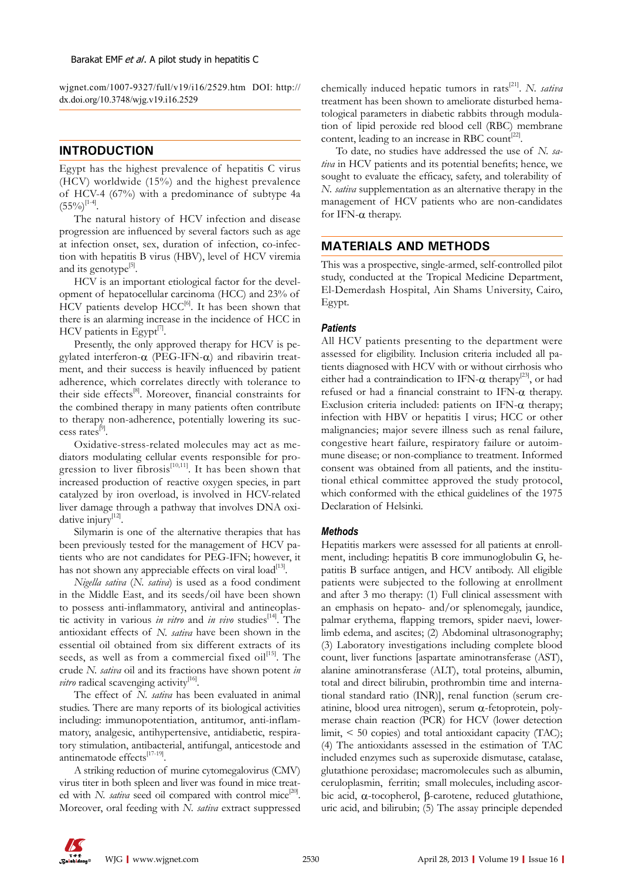wjgnet.com/1007-9327/full/v19/i16/2529.htm DOI: http://dx.doi.org/10.3748/wjg.v19.i16.2529

## INTRODUCTION

Egypt has the highest prevalence of hepatitis C virus (HCV) worldwide (15%) and the highest prevalence of HCV-4 (67%) with a predominance of subtype 4a (55%)[1-4].

The natural history of HCV infection and disease progression are influenced by several factors such as age at infection onset, sex, duration of infection, co-infection with hepatitis B virus (HBV), level of HCV viremia and its genotype[5].

HCV is an important etiological factor for the development of hepatocellular carcinoma (HCC) and 23% of HCV patients develop HCC[6]. It has been shown that there is an alarming increase in the incidence of HCC in HCV patients in Egypt[7].

Presently, the only approved therapy for HCV is pegylated interferon-α (PEG-IFN-α) and ribavirin treatment, and their success is heavily influenced by patient adherence, which correlates directly with tolerance to their side effects[8]. Moreover, financial constraints for the combined therapy in many patients often contribute to therapy non-adherence, potentially lowering its success rates[9].

Oxidative-stress-related molecules may act as mediators modulating cellular events responsible for progression to liver fibrosis[10,11]. It has been shown that increased production of reactive oxygen species, in part catalyzed by iron overload, is involved in HCV-related liver damage through a pathway that involves DNA oxidative injury[12].

Silymarin is one of the alternative therapies that has been previously tested for the management of HCV patients who are not candidates for PEG-IFN; however, it has not shown any appreciable effects on viral load[13].

*Nigella sativa* (*N. sativa*) is used as a food condiment in the Middle East, and its seeds/oil have been shown to possess anti-inflammatory, antiviral and antineoplastic activity in various *in vitro* and *in vivo* studies[14]. The antioxidant effects of *N. sativa* have been shown in the essential oil obtained from six different extracts of its seeds, as well as from a commercial fixed oil[15]. The crude *N. sativa* oil and its fractions have shown potent *in vitro* radical scavenging activity[16].

The effect of *N. sativa* has been evaluated in animal studies. There are many reports of its biological activities including: immunopotentiation, antitumor, anti-inflammatory, analgesic, antihypertensive, antidiabetic, respiratory stimulation, antibacterial, antifungal, anticestode and antinematode effects[17-19].

A striking reduction of murine cytomegalovirus (CMV) virus titer in both spleen and liver was found in mice treated with *N. sativa* seed oil compared with control mice[20]. Moreover, oral feeding with *N. sativa* extract suppressed chemically induced hepatic tumors in rats[21]. *N. sativa* treatment has been shown to ameliorate disturbed hematological parameters in diabetic rabbits through modulation of lipid peroxide red blood cell (RBC) membrane content, leading to an increase in RBC count[22].

To date, no studies have addressed the use of *N. sativa* in HCV patients and its potential benefits; hence, we sought to evaluate the efficacy, safety, and tolerability of *N. sativa* supplementation as an alternative therapy in the management of HCV patients who are non-candidates for IFN-α therapy.

## MATERIALS AND METHODS

This was a prospective, single-armed, self-controlled pilot study, conducted at the Tropical Medicine Department, El-Demerdash Hospital, Ain Shams University, Cairo, Egypt.

### Patients

All HCV patients presenting to the department were assessed for eligibility. Inclusion criteria included all patients diagnosed with HCV with or without cirrhosis who either had a contraindication to IFN-α therapy[23], or had refused or had a financial constraint to IFN-α therapy. Exclusion criteria included: patients on IFN-α therapy; infection with HBV or hepatitis I virus; HCC or other malignancies; major severe illness such as renal failure, congestive heart failure, respiratory failure or autoimmune disease; or non-compliance to treatment. Informed consent was obtained from all patients, and the institutional ethical committee approved the study protocol, which conformed with the ethical guidelines of the 1975 Declaration of Helsinki.

### Methods

Hepatitis markers were assessed for all patients at enrollment, including: hepatitis B core immunoglobulin G, hepatitis B surface antigen, and HCV antibody. All eligible patients were subjected to the following at enrollment and after 3 mo therapy: (1) Full clinical assessment with an emphasis on hepato- and/or splenomegaly, jaundice, palmar erythema, flapping tremors, spider naevi, lower-limb edema, and ascites; (2) Abdominal ultrasonography; (3) Laboratory investigations including complete blood count, liver functions [aspartate aminotransferase (AST), alanine aminotransferase (ALT), total proteins, albumin, total and direct bilirubin, prothrombin time and international standard ratio (INR)], renal function (serum creatinine, blood urea nitrogen), serum α-fetoprotein, polymerase chain reaction (PCR) for HCV (lower detection limit, < 50 copies) and total antioxidant capacity (TAC); (4) The antioxidants assessed in the estimation of TAC included enzymes such as superoxide dismutase, catalase, glutathione peroxidase; macromolecules such as albumin, ceruloplasmin, ferritin; small molecules, including ascorbic acid, α-tocopherol, β-carotene, reduced glutathione, uric acid, and bilirubin; (5) The assay principle depended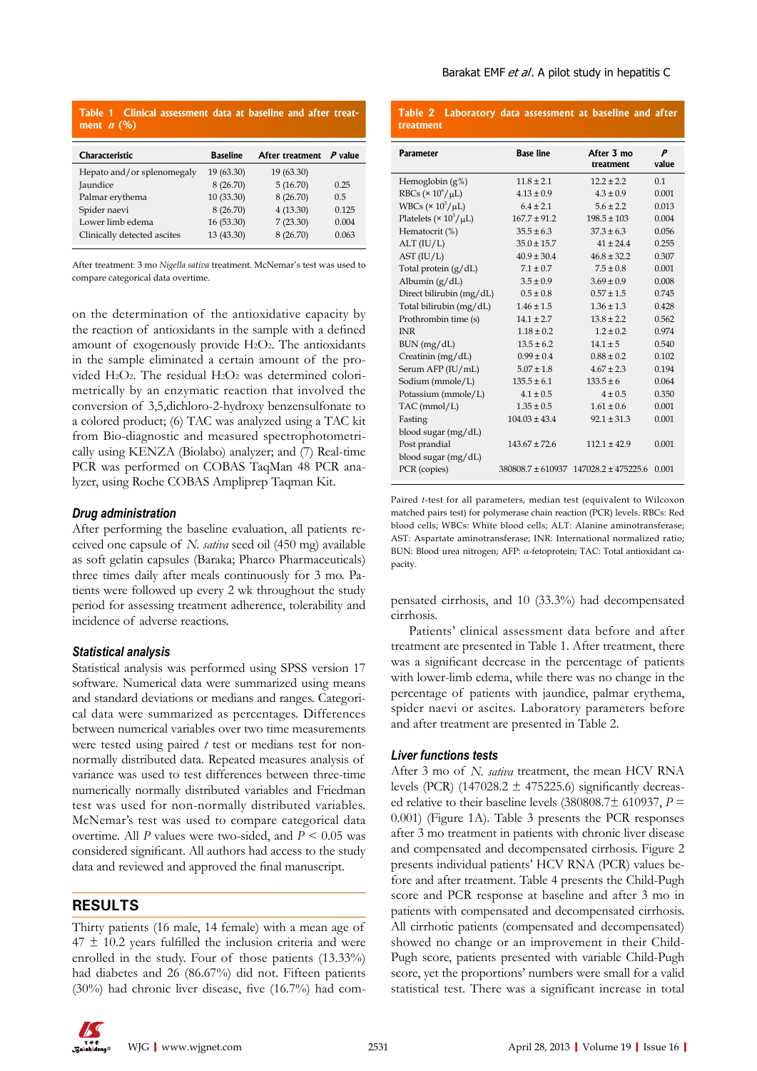**Table 1 Clinical assessment data at baseline and after treatment *n* (%)**

| Characteristic | Baseline | After treatment | *P* value |
|---|---|---|---|
| Hepato and/or splenomegaly | 19 (63.30) | 19 (63.30) | |
| Jaundice | 8 (26.70) | 5 (16.70) | 0.25 |
| Palmar erythema | 10 (33.30) | 8 (26.70) | 0.5 |
| Spider naevi | 8 (26.70) | 4 (13.30) | 0.125 |
| Lower limb edema | 16 (53.30) | 7 (23.30) | 0.004 |
| Clinically detected ascites | 13 (43.30) | 8 (26.70) | 0.063 |

After treatment: 3 mo *Nigella sativa* treatment. McNemar's test was used to compare categorical data overtime.

on the determination of the antioxidative capacity by the reaction of antioxidants in the sample with a defined amount of exogenously provide $H_2O_2$. The antioxidants in the sample eliminated a certain amount of the provided $H_2O_2$. The residual $H_2O_2$ was determined colorimetrically by an enzymatic reaction that involved the conversion of 3,5,dichloro-2-hydroxy benzensulfonate to a colored product; (6) TAC was analyzed using a TAC kit from Bio-diagnostic and measured spectrophotometrically using KENZA (Biolabo) analyzer; and (7) Real-time PCR was performed on COBAS TaqMan 48 PCR analyzer, using Roche COBAS Ampliprep Taqman Kit.

### Drug administration

After performing the baseline evaluation, all patients received one capsule of *N. sativa* seed oil (450 mg) available as soft gelatin capsules (Baraka; Pharco Pharmaceuticals) three times daily after meals continuously for 3 mo. Patients were followed up every 2 wk throughout the study period for assessing treatment adherence, tolerability and incidence of adverse reactions.

### Statistical analysis

Statistical analysis was performed using SPSS version 17 software. Numerical data were summarized using means and standard deviations or medians and ranges. Categorical data were summarized as percentages. Differences between numerical variables over two time measurements were tested using paired *t* test or medians test for non-normally distributed data. Repeated measures analysis of variance was used to test differences between three-time numerically normally distributed variables and Friedman test was used for non-normally distributed variables. McNemar's test was used to compare categorical data overtime. All *P* values were two-sided, and $P < 0.05$ was considered significant. All authors had access to the study data and reviewed and approved the final manuscript.

## RESULTS

Thirty patients (16 male, 14 female) with a mean age of 47 ± 10.2 years fulfilled the inclusion criteria and were enrolled in the study. Four of those patients (13.33%) had diabetes and 26 (86.67%) did not. Fifteen patients (30%) had chronic liver disease, five (16.7%) had compensated cirrhosis, and 10 (33.3%) had decompensated cirrhosis.

**Table 2 Laboratory data assessment at baseline and after treatment**

| Parameter | Base line | After 3 mo treatment | *P* value |
|---|---|---|---|
| Hemoglobin (g%) | 11.8 ± 2.1 | 12.2 ± 2.2 | 0.1 |
| RBCs (× $10^6$/μL) | 4.13 ± 0.9 | 4.3 ± 0.9 | 0.001 |
| WBCs (× $10^3$/μL) | 6.4 ± 2.1 | 5.6 ± 2.2 | 0.013 |
| Platelets (× $10^3$/μL) | 167.7 ± 91.2 | 198.5 ± 103 | 0.004 |
| Hematocrit (%) | 35.5 ± 6.3 | 37.3 ± 6.3 | 0.056 |
| ALT (IU/L) | 35.0 ± 15.7 | 41 ± 24.4 | 0.255 |
| AST (IU/L) | 40.9 ± 30.4 | 46.8 ± 32.2 | 0.307 |
| Total protein (g/dL) | 7.1 ± 0.7 | 7.5 ± 0.8 | 0.001 |
| Albumin (g/dL) | 3.5 ± 0.9 | 3.69 ± 0.9 | 0.008 |
| Direct bilirubin (mg/dL) | 0.5 ± 0.8 | 0.57 ± 1.5 | 0.745 |
| Total bilirubin (mg/dL) | 1.46 ± 1.5 | 1.36 ± 1.3 | 0.428 |
| Prothrombin time (s) | 14.1 ± 2.7 | 13.8 ± 2.2 | 0.562 |
| INR | 1.18 ± 0.2 | 1.2 ± 0.2 | 0.974 |
| BUN (mg/dL) | 13.5 ± 6.2 | 14.1 ± 5 | 0.540 |
| Creatinin (mg/dL) | 0.99 ± 0.4 | 0.88 ± 0.2 | 0.102 |
| Serum AFP (IU/mL) | 5.07 ± 1.8 | 4.67 ± 2.3 | 0.194 |
| Sodium (mmole/L) | 135.5 ± 6.1 | 133.5 ± 6 | 0.064 |
| Potassium (mmole/L) | 4.1 ± 0.5 | 4 ± 0.5 | 0.350 |
| TAC (mmol/L) | 1.35 ± 0.5 | 1.61 ± 0.6 | 0.001 |
| Fasting blood sugar (mg/dL) | 104.03 ± 43.4 | 92.1 ± 31.3 | 0.001 |
| Post prandial blood sugar (mg/dL) | 143.67 ± 72.6 | 112.1 ± 42.9 | 0.001 |
| PCR (copies) | 380808.7 ± 610937 | 147028.2 ± 475225.6 | 0.001 |

Paired *t*-test for all parameters, median test (equivalent to Wilcoxon matched pairs test) for polymerase chain reaction (PCR) levels. RBCs: Red blood cells; WBCs: White blood cells; ALT: Alanine aminotransferase; AST: Aspartate aminotransferase; INR: International normalized ratio; BUN: Blood urea nitrogen; AFP: α-fetoprotein; TAC: Total antioxidant capacity.

Patients' clinical assessment data before and after treatment are presented in Table 1. After treatment, there was a significant decrease in the percentage of patients with lower-limb edema, while there was no change in the percentage of patients with jaundice, palmar erythema, spider naevi or ascites. Laboratory parameters before and after treatment are presented in Table 2.

### Liver functions tests

After 3 mo of *N. sativa* treatment, the mean HCV RNA levels (PCR) (147028.2 ± 475225.6) significantly decreased relative to their baseline levels (380808.7± 610937, $P = 0.001$) (Figure 1A). Table 3 presents the PCR responses after 3 mo treatment in patients with chronic liver disease and compensated and decompensated cirrhosis. Figure 2 presents individual patients' HCV RNA (PCR) values before and after treatment. Table 4 presents the Child-Pugh score and PCR response at baseline and after 3 mo in patients with compensated and decompensated cirrhosis. All cirrhotic patients (compensated and decompensated) showed no change or an improvement in their Child-Pugh score, patients presented with variable Child-Pugh score, yet the proportions' numbers were small for a valid statistical test. There was a significant increase in total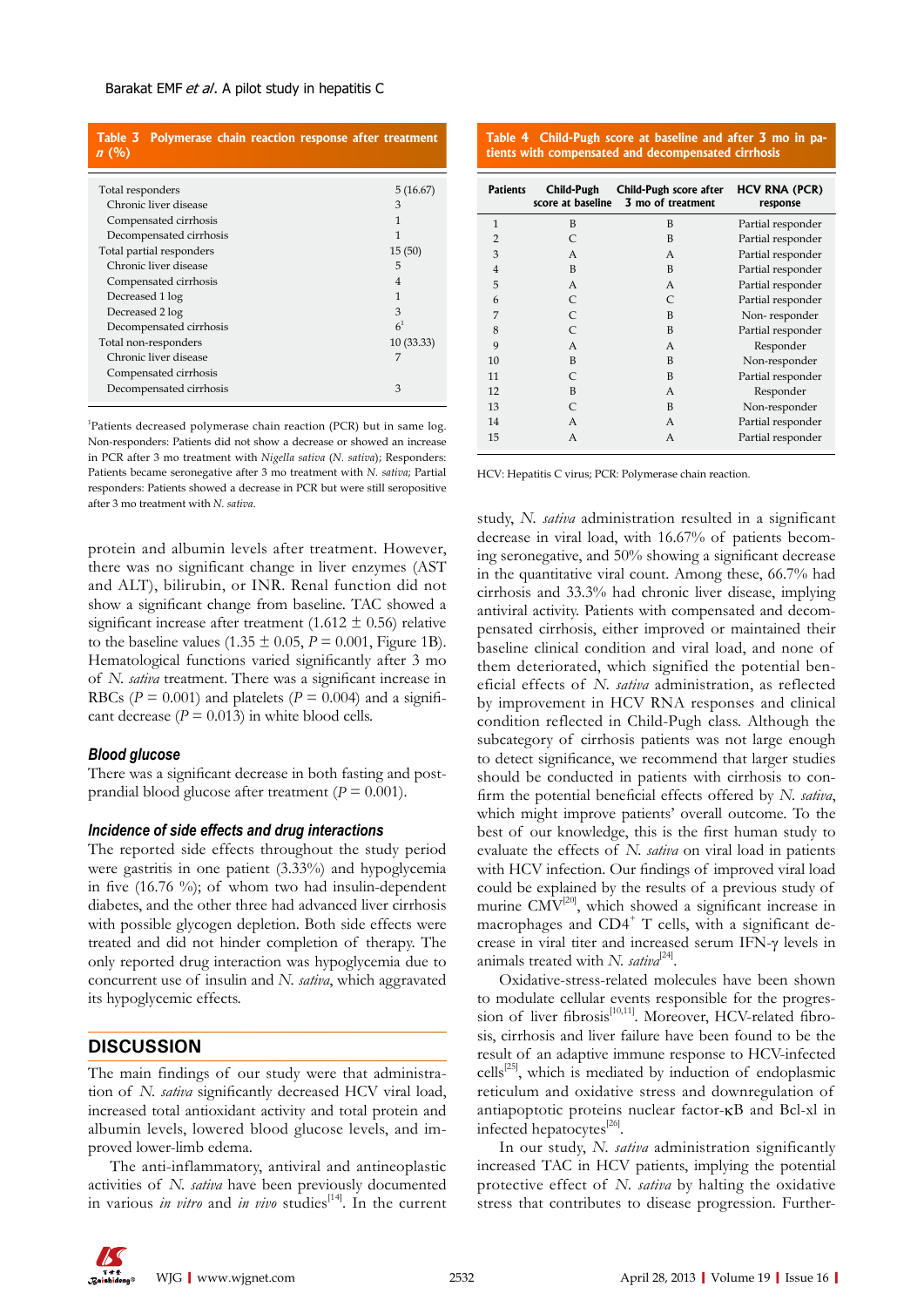**Table 3 Polymerase chain reaction response after treatment *n* (%)**

| | |
|---|---|
| Total responders | 5 (16.67) |
| Chronic liver disease | 3 |
| Compensated cirrhosis | 1 |
| Decompensated cirrhosis | 1 |
| Total partial responders | 15 (50) |
| Chronic liver disease | 5 |
| Compensated cirrhosis | 4 |
| Decreased 1 log | 1 |
| Decreased 2 log | 3 |
| Decompensated cirrhosis | 6[1] |
| Total non-responders | 10 (33.33) |
| Chronic liver disease | 7 |
| Compensated cirrhosis | |
| Decompensated cirrhosis | 3 |

[1]Patients decreased polymerase chain reaction (PCR) but in same log. Non-responders: Patients did not show a decrease or showed an increase in PCR after 3 mo treatment with *Nigella sativa* (*N. sativa*); Responders: Patients became seronegative after 3 mo treatment with *N. sativa*; Partial responders: Patients showed a decrease in PCR but were still seropositive after 3 mo treatment with *N. sativa*.

**Table 4 Child-Pugh score at baseline and after 3 mo in patients with compensated and decompensated cirrhosis**

| Patients | Child-Pugh score at baseline | Child-Pugh score after 3 mo of treatment | HCV RNA (PCR) response |
|---|---|---|---|
| 1 | B | B | Partial responder |
| 2 | C | B | Partial responder |
| 3 | A | A | Partial responder |
| 4 | B | B | Partial responder |
| 5 | A | A | Partial responder |
| 6 | C | C | Partial responder |
| 7 | C | B | Non- responder |
| 8 | C | B | Partial responder |
| 9 | A | A | Responder |
| 10 | B | B | Non-responder |
| 11 | C | B | Partial responder |
| 12 | B | A | Responder |
| 13 | C | B | Non-responder |
| 14 | A | A | Partial responder |
| 15 | A | A | Partial responder |

HCV: Hepatitis C virus; PCR: Polymerase chain reaction.

protein and albumin levels after treatment. However, there was no significant change in liver enzymes (AST and ALT), bilirubin, or INR. Renal function did not show a significant change from baseline. TAC showed a significant increase after treatment (1.612 ± 0.56) relative to the baseline values (1.35 ± 0.05, $P = 0.001$, Figure 1B). Hematological functions varied significantly after 3 mo of *N. sativa* treatment. There was a significant increase in RBCs ($P = 0.001$) and platelets ($P = 0.004$) and a significant decrease ($P = 0.013$) in white blood cells.

### Blood glucose

There was a significant decrease in both fasting and postprandial blood glucose after treatment ($P = 0.001$).

### Incidence of side effects and drug interactions

The reported side effects throughout the study period were gastritis in one patient (3.33%) and hypoglycemia in five (16.76 %); of whom two had insulin-dependent diabetes, and the other three had advanced liver cirrhosis with possible glycogen depletion. Both side effects were treated and did not hinder completion of therapy. The only reported drug interaction was hypoglycemia due to concurrent use of insulin and *N. sativa*, which aggravated its hypoglycemic effects.

## DISCUSSION

The main findings of our study were that administration of *N. sativa* significantly decreased HCV viral load, increased total antioxidant activity and total protein and albumin levels, lowered blood glucose levels, and improved lower-limb edema.

The anti-inflammatory, antiviral and antineoplastic activities of *N. sativa* have been previously documented in various *in vitro* and *in vivo* studies[14]. In the current study, *N. sativa* administration resulted in a significant decrease in viral load, with 16.67% of patients becoming seronegative, and 50% showing a significant decrease in the quantitative viral count. Among these, 66.7% had cirrhosis and 33.3% had chronic liver disease, implying antiviral activity. Patients with compensated and decompensated cirrhosis, either improved or maintained their baseline clinical condition and viral load, and none of them deteriorated, which signified the potential beneficial effects of *N. sativa* administration, as reflected by improvement in HCV RNA responses and clinical condition reflected in Child-Pugh class. Although the subcategory of cirrhosis patients was not large enough to detect significance, we recommend that larger studies should be conducted in patients with cirrhosis to confirm the potential beneficial effects offered by *N. sativa*, which might improve patients' overall outcome. To the best of our knowledge, this is the first human study to evaluate the effects of *N. sativa* on viral load in patients with HCV infection. Our findings of improved viral load could be explained by the results of a previous study of murine CMV[20], which showed a significant increase in macrophages and CD4+ T cells, with a significant decrease in viral titer and increased serum IFN-γ levels in animals treated with *N. sativa*[24].

Oxidative-stress-related molecules have been shown to modulate cellular events responsible for the progression of liver fibrosis[10,11]. Moreover, HCV-related fibrosis, cirrhosis and liver failure have been found to be the result of an adaptive immune response to HCV-infected cells[25], which is mediated by induction of endoplasmic reticulum and oxidative stress and downregulation of antiapoptotic proteins nuclear factor-κB and Bcl-xl in infected hepatocytes[26].

In our study, *N. sativa* administration significantly increased TAC in HCV patients, implying the potential protective effect of *N. sativa* by halting the oxidative stress that contributes to disease progression. Further-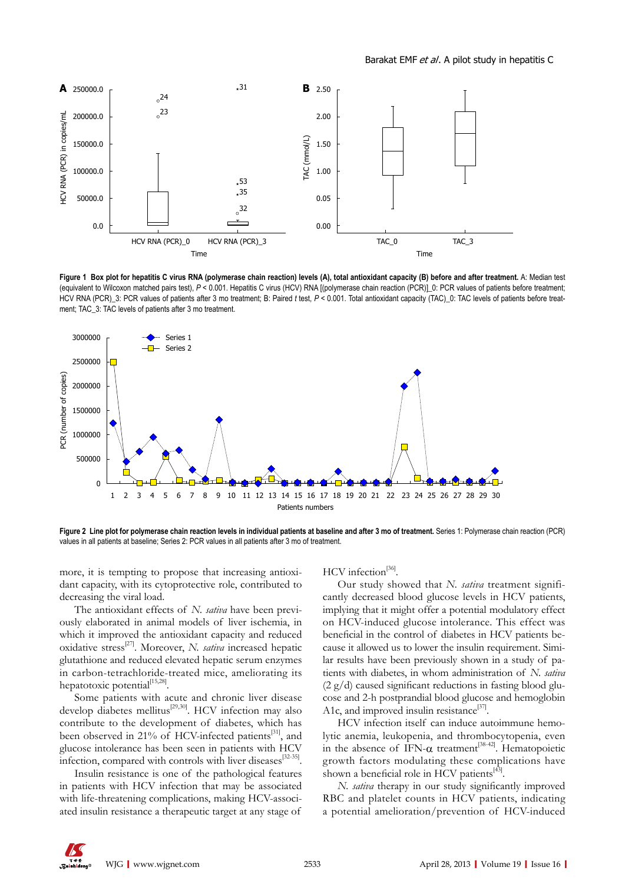Figure 1 Box plot for hepatitis C virus RNA (polymerase chain reaction) levels (A), total antioxidant capacity (B) before and after treatment. A: Median test (equivalent to Wilcoxon matched pairs test), $P < 0.001$. Hepatitis C virus (HCV) RNA [(polymerase chain reaction (PCR)]_0: PCR values of patients before treatment; HCV RNA (PCR)_3: PCR values of patients after 3 mo treatment; B: Paired $t$ test, $P < 0.001$. Total antioxidant capacity (TAC)_0: TAC levels of patients before treatment; TAC_3: TAC levels of patients after 3 mo treatment.

Figure 2 Line plot for polymerase chain reaction levels in individual patients at baseline and after 3 mo of treatment. Series 1: Polymerase chain reaction (PCR) values in all patients at baseline; Series 2: PCR values in all patients after 3 mo of treatment.

more, it is tempting to propose that increasing antioxidant capacity, with its cytoprotective role, contributed to decreasing the viral load.

The antioxidant effects of *N. sativa* have been previously elaborated in animal models of liver ischemia, in which it improved the antioxidant capacity and reduced oxidative stress[27]. Moreover, *N. sativa* increased hepatic glutathione and reduced elevated hepatic serum enzymes in carbon-tetrachloride-treated mice, ameliorating its hepatotoxic potential[15,28].

Some patients with acute and chronic liver disease develop diabetes mellitus[29,30]. HCV infection may also contribute to the development of diabetes, which has been observed in 21% of HCV-infected patients[31], and glucose intolerance has been seen in patients with HCV infection, compared with controls with liver diseases[32-35].

Insulin resistance is one of the pathological features in patients with HCV infection that may be associated with life-threatening complications, making HCV-associated insulin resistance a therapeutic target at any stage of HCV infection[36].

Our study showed that *N. sativa* treatment significantly decreased blood glucose levels in HCV patients, implying that it might offer a potential modulatory effect on HCV-induced glucose intolerance. This effect was beneficial in the control of diabetes in HCV patients because it allowed us to lower the insulin requirement. Similar results have been previously shown in a study of patients with diabetes, in whom administration of *N. sativa* (2 g/d) caused significant reductions in fasting blood glucose and 2-h postprandial blood glucose and hemoglobin A1c, and improved insulin resistance[37].

HCV infection itself can induce autoimmune hemolytic anemia, leukopenia, and thrombocytopenia, even in the absence of IFN-$\alpha$ treatment[38-42]. Hematopoietic growth factors modulating these complications have shown a beneficial role in HCV patients[43].

*N. sativa* therapy in our study significantly improved RBC and platelet counts in HCV patients, indicating a potential amelioration/prevention of HCV-induced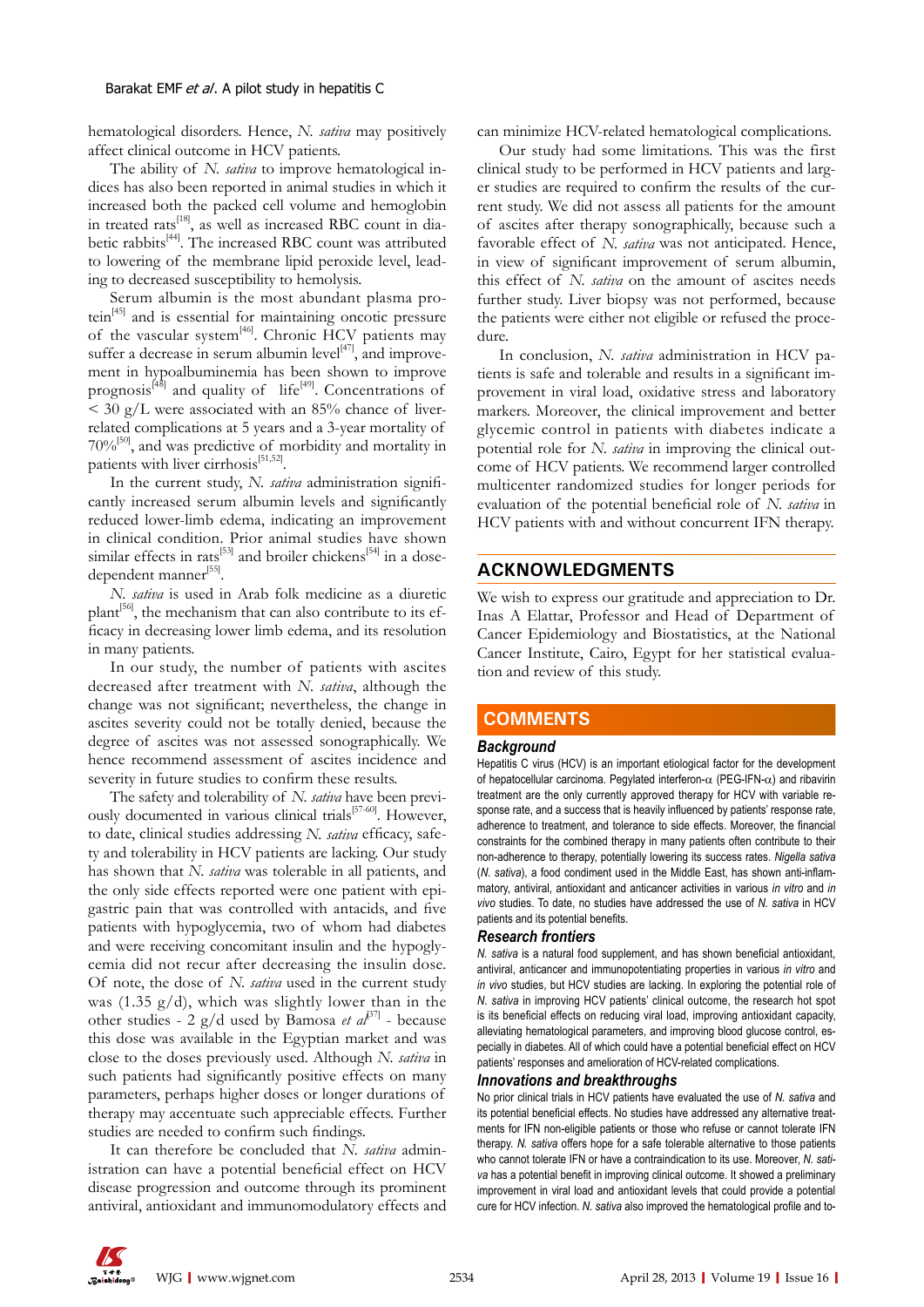hematological disorders. Hence, *N. sativa* may positively affect clinical outcome in HCV patients.

The ability of *N. sativa* to improve hematological indices has also been reported in animal studies in which it increased both the packed cell volume and hemoglobin in treated rats[18], as well as increased RBC count in diabetic rabbits[44]. The increased RBC count was attributed to lowering of the membrane lipid peroxide level, leading to decreased susceptibility to hemolysis.

Serum albumin is the most abundant plasma protein[45] and is essential for maintaining oncotic pressure of the vascular system[46]. Chronic HCV patients may suffer a decrease in serum albumin level[47], and improvement in hypoalbuminemia has been shown to improve prognosis[48] and quality of life[49]. Concentrations of < 30 g/L were associated with an 85% chance of liver-related complications at 5 years and a 3-year mortality of 70%[50], and was predictive of morbidity and mortality in patients with liver cirrhosis[51,52].

In the current study, *N. sativa* administration significantly increased serum albumin levels and significantly reduced lower-limb edema, indicating an improvement in clinical condition. Prior animal studies have shown similar effects in rats[53] and broiler chickens[54] in a dose-dependent manner[55].

*N. sativa* is used in Arab folk medicine as a diuretic plant[56], the mechanism that can also contribute to its efficacy in decreasing lower limb edema, and its resolution in many patients.

In our study, the number of patients with ascites decreased after treatment with *N. sativa*, although the change was not significant; nevertheless, the change in ascites severity could not be totally denied, because the degree of ascites was not assessed sonographically. We hence recommend assessment of ascites incidence and severity in future studies to confirm these results.

The safety and tolerability of *N. sativa* have been previously documented in various clinical trials[57-60]. However, to date, clinical studies addressing *N. sativa* efficacy, safety and tolerability in HCV patients are lacking. Our study has shown that *N. sativa* was tolerable in all patients, and the only side effects reported were one patient with epigastric pain that was controlled with antacids, and five patients with hypoglycemia, two of whom had diabetes and were receiving concomitant insulin and the hypoglycemia did not recur after decreasing the insulin dose. Of note, the dose of *N. sativa* used in the current study was (1.35 g/d), which was slightly lower than in the other studies - 2 g/d used by Bamosa *et al*[37] - because this dose was available in the Egyptian market and was close to the doses previously used. Although *N. sativa* in such patients had significantly positive effects on many parameters, perhaps higher doses or longer durations of therapy may accentuate such appreciable effects. Further studies are needed to confirm such findings.

It can therefore be concluded that *N. sativa* administration can have a potential beneficial effect on HCV disease progression and outcome through its prominent antiviral, antioxidant and immunomodulatory effects and can minimize HCV-related hematological complications.

Our study had some limitations. This was the first clinical study to be performed in HCV patients and larger studies are required to confirm the results of the current study. We did not assess all patients for the amount of ascites after therapy sonographically, because such a favorable effect of *N. sativa* was not anticipated. Hence, in view of significant improvement of serum albumin, this effect of *N. sativa* on the amount of ascites needs further study. Liver biopsy was not performed, because the patients were either not eligible or refused the procedure.

In conclusion, *N. sativa* administration in HCV patients is safe and tolerable and results in a significant improvement in viral load, oxidative stress and laboratory markers. Moreover, the clinical improvement and better glycemic control in patients with diabetes indicate a potential role for *N. sativa* in improving the clinical outcome of HCV patients. We recommend larger controlled multicenter randomized studies for longer periods for evaluation of the potential beneficial role of *N. sativa* in HCV patients with and without concurrent IFN therapy.

## ACKNOWLEDGMENTS

We wish to express our gratitude and appreciation to Dr. Inas A Elattar, Professor and Head of Department of Cancer Epidemiology and Biostatistics, at the National Cancer Institute, Cairo, Egypt for her statistical evaluation and review of this study.

## COMMENTS

### Background

Hepatitis C virus (HCV) is an important etiological factor for the development of hepatocellular carcinoma. Pegylated interferon-α (PEG-IFN-α) and ribavirin treatment are the only currently approved therapy for HCV with variable response rate, and a success that is heavily influenced by patients' response rate, adherence to treatment, and tolerance to side effects. Moreover, the financial constraints for the combined therapy in many patients often contribute to their non-adherence to therapy, potentially lowering its success rates. *Nigella sativa* (*N. sativa*), a food condiment used in the Middle East, has shown anti-inflammatory, antiviral, antioxidant and anticancer activities in various *in vitro* and *in vivo* studies. To date, no studies have addressed the use of *N. sativa* in HCV patients and its potential benefits.

### Research frontiers

*N. sativa* is a natural food supplement, and has shown beneficial antioxidant, antiviral, anticancer and immunopotentiating properties in various *in vitro* and *in vivo* studies, but HCV studies are lacking. In exploring the potential role of *N. sativa* in improving HCV patients' clinical outcome, the research hot spot is its beneficial effects on reducing viral load, improving antioxidant capacity, alleviating hematological parameters, and improving blood glucose control, especially in diabetes. All of which could have a potential beneficial effect on HCV patients' responses and amelioration of HCV-related complications.

### Innovations and breakthroughs

No prior clinical trials in HCV patients have evaluated the use of *N. sativa* and its potential beneficial effects. No studies have addressed any alternative treatments for IFN non-eligible patients or those who refuse or cannot tolerate IFN therapy. *N. sativa* offers hope for a safe tolerable alternative to those patients who cannot tolerate IFN or have a contraindication to its use. Moreover, *N. sativa* has a potential benefit in improving clinical outcome. It showed a preliminary improvement in viral load and antioxidant levels that could provide a potential cure for HCV infection. *N. sativa* also improved the hematological profile and to-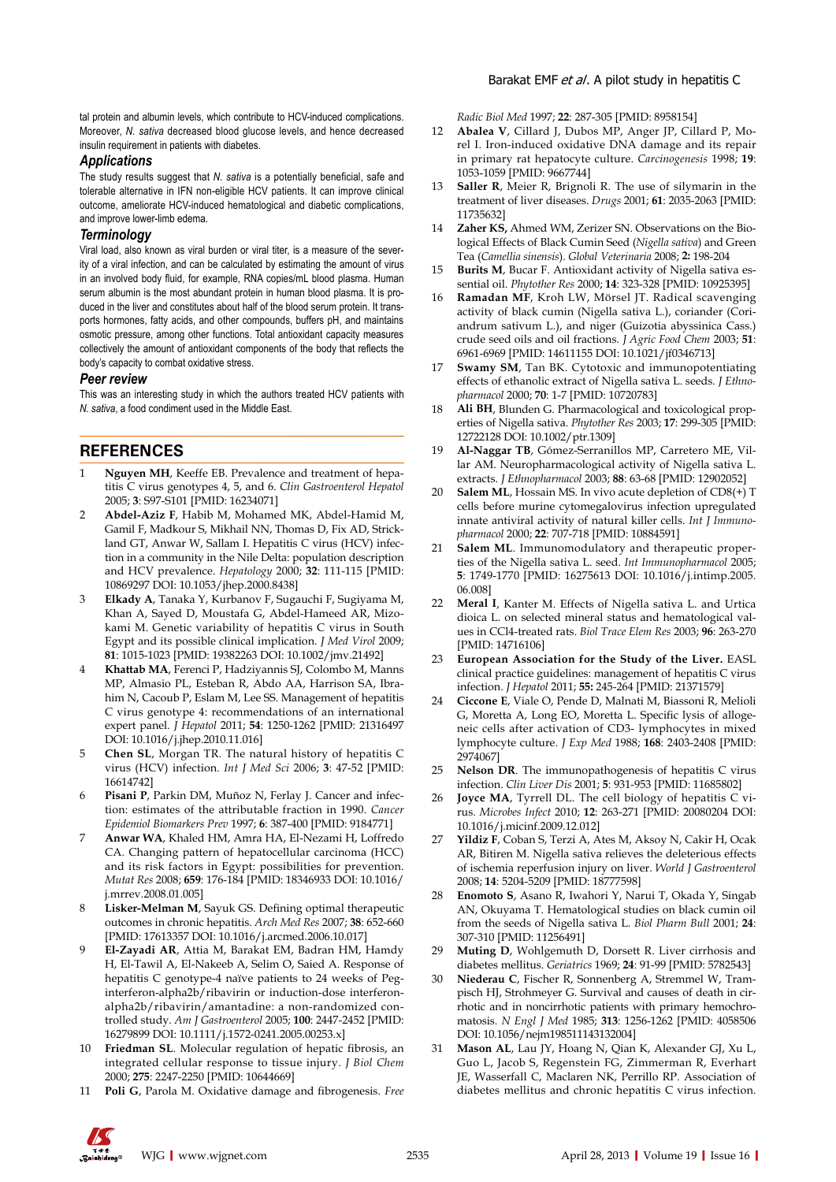tal protein and albumin levels, which contribute to HCV-induced complications. Moreover, *N. sativa* decreased blood glucose levels, and hence decreased insulin requirement in patients with diabetes.

### Applications

The study results suggest that *N. sativa* is a potentially beneficial, safe and tolerable alternative in IFN non-eligible HCV patients. It can improve clinical outcome, ameliorate HCV-induced hematological and diabetic complications, and improve lower-limb edema.

### Terminology

Viral load, also known as viral burden or viral titer, is a measure of the severity of a viral infection, and can be calculated by estimating the amount of virus in an involved body fluid, for example, RNA copies/mL blood plasma. Human serum albumin is the most abundant protein in human blood plasma. It is produced in the liver and constitutes about half of the blood serum protein. It transports hormones, fatty acids, and other compounds, buffers pH, and maintains osmotic pressure, among other functions. Total antioxidant capacity measures collectively the amount of antioxidant components of the body that reflects the body's capacity to combat oxidative stress.

### Peer review

This was an interesting study in which the authors treated HCV patients with *N. sativa*, a food condiment used in the Middle East.

## REFERENCES

1. **Nguyen MH**, Keeffe EB. Prevalence and treatment of hepatitis C virus genotypes 4, 5, and 6. *Clin Gastroenterol Hepatol* 2005; **3**: S97-S101 [PMID: 16234071]
2. **Abdel-Aziz F**, Habib M, Mohamed MK, Abdel-Hamid M, Gamil F, Madkour S, Mikhail NN, Thomas D, Fix AD, Strickland GT, Anwar W, Sallam I. Hepatitis C virus (HCV) infection in a community in the Nile Delta: population description and HCV prevalence. *Hepatology* 2000; **32**: 111-115 [PMID: 10869297 DOI: 10.1053/jhep.2000.8438]
3. **Elkady A**, Tanaka Y, Kurbanov F, Sugauchi F, Sugiyama M, Khan A, Sayed D, Moustafa G, Abdel-Hameed AR, Mizokami M. Genetic variability of hepatitis C virus in South Egypt and its possible clinical implication. *J Med Virol* 2009; **81**: 1015-1023 [PMID: 19382263 DOI: 10.1002/jmv.21492]
4. **Khattab MA**, Ferenci P, Hadziyannis SJ, Colombo M, Manns MP, Almasio PL, Esteban R, Abdo AA, Harrison SA, Ibrahim N, Cacoub P, Eslam M, Lee SS. Management of hepatitis C virus genotype 4: recommendations of an international expert panel. *J Hepatol* 2011; **54**: 1250-1262 [PMID: 21316497 DOI: 10.1016/j.jhep.2010.11.016]
5. **Chen SL**, Morgan TR. The natural history of hepatitis C virus (HCV) infection. *Int J Med Sci* 2006; **3**: 47-52 [PMID: 16614742]
6. **Pisani P**, Parkin DM, Muñoz N, Ferlay J. Cancer and infection: estimates of the attributable fraction in 1990. *Cancer Epidemiol Biomarkers Prev* 1997; **6**: 387-400 [PMID: 9184771]
7. **Anwar WA**, Khaled HM, Amra HA, El-Nezami H, Loffredo CA. Changing pattern of hepatocellular carcinoma (HCC) and its risk factors in Egypt: possibilities for prevention. *Mutat Res* 2008; **659**: 176-184 [PMID: 18346933 DOI: 10.1016/j.mrrev.2008.01.005]
8. **Lisker-Melman M**, Sayuk GS. Defining optimal therapeutic outcomes in chronic hepatitis. *Arch Med Res* 2007; **38**: 652-660 [PMID: 17613357 DOI: 10.1016/j.arcmed.2006.10.017]
9. **El-Zayadi AR**, Attia M, Barakat EM, Badran HM, Hamdy H, El-Tawil A, El-Nakeeb A, Selim O, Saied A. Response of hepatitis C genotype-4 naïve patients to 24 weeks of Peg-interferon-alpha2b/ribavirin or induction-dose interferon-alpha2b/ribavirin/amantadine: a non-randomized controlled study. *Am J Gastroenterol* 2005; **100**: 2447-2452 [PMID: 16279899 DOI: 10.1111/j.1572-0241.2005.00253.x]
10. **Friedman SL**. Molecular regulation of hepatic fibrosis, an integrated cellular response to tissue injury. *J Biol Chem* 2000; **275**: 2247-2250 [PMID: 10644669]
11. **Poli G**, Parola M. Oxidative damage and fibrogenesis. *Free Radic Biol Med* 1997; **22**: 287-305 [PMID: 8958154]
12. **Abalea V**, Cillard J, Dubos MP, Anger JP, Cillard P, Morel I. Iron-induced oxidative DNA damage and its repair in primary rat hepatocyte culture. *Carcinogenesis* 1998; **19**: 1053-1059 [PMID: 9667744]
13. **Saller R**, Meier R, Brignoli R. The use of silymarin in the treatment of liver diseases. *Drugs* 2001; **61**: 2035-2063 [PMID: 11735632]
14. **Zaher KS,** Ahmed WM, Zerizer SN. Observations on the Biological Effects of Black Cumin Seed (*Nigella sativa*) and Green Tea (*Camellia sinensis*). *Global Veterinaria* 2008; **2:** 198-204
15. **Burits M**, Bucar F. Antioxidant activity of Nigella sativa essential oil. *Phytother Res* 2000; **14**: 323-328 [PMID: 10925395]
16. **Ramadan MF**, Kroh LW, Mörsel JT. Radical scavenging activity of black cumin (Nigella sativa L.), coriander (Coriandrum sativum L.), and niger (Guizotia abyssinica Cass.) crude seed oils and oil fractions. *J Agric Food Chem* 2003; **51**: 6961-6969 [PMID: 14611155 DOI: 10.1021/jf0346713]
17. **Swamy SM**, Tan BK. Cytotoxic and immunopotentiating effects of ethanolic extract of Nigella sativa L. seeds. *J Ethnopharmacol* 2000; **70**: 1-7 [PMID: 10720783]
18. **Ali BH**, Blunden G. Pharmacological and toxicological properties of Nigella sativa. *Phytother Res* 2003; **17**: 299-305 [PMID: 12722128 DOI: 10.1002/ptr.1309]
19. **Al-Naggar TB**, Gómez-Serranillos MP, Carretero ME, Villar AM. Neuropharmacological activity of Nigella sativa L. extracts. *J Ethnopharmacol* 2003; **88**: 63-68 [PMID: 12902052]
20. **Salem ML**, Hossain MS. In vivo acute depletion of CD8(+) T cells before murine cytomegalovirus infection upregulated innate antiviral activity of natural killer cells. *Int J Immunopharmacol* 2000; **22**: 707-718 [PMID: 10884591]
21. **Salem ML**. Immunomodulatory and therapeutic properties of the Nigella sativa L. seed. *Int Immunopharmacol* 2005; **5**: 1749-1770 [PMID: 16275613 DOI: 10.1016/j.intimp.2005.06.008]
22. **Meral I**, Kanter M. Effects of Nigella sativa L. and Urtica dioica L. on selected mineral status and hematological values in CCl4-treated rats. *Biol Trace Elem Res* 2003; **96**: 263-270 [PMID: 14716106]
23. **European Association for the Study of the Liver.** EASL clinical practice guidelines: management of hepatitis C virus infection. *J Hepatol* 2011; **55:** 245-264 [PMID: 21371579]
24. **Ciccone E**, Viale O, Pende D, Malnati M, Biassoni R, Melioli G, Moretta A, Long EO, Moretta L. Specific lysis of allogeneic cells after activation of CD3- lymphocytes in mixed lymphocyte culture. *J Exp Med* 1988; **168**: 2403-2408 [PMID: 2974067]
25. **Nelson DR**. The immunopathogenesis of hepatitis C virus infection. *Clin Liver Dis* 2001; **5**: 931-953 [PMID: 11685802]
26. **Joyce MA**, Tyrrell DL. The cell biology of hepatitis C virus. *Microbes Infect* 2010; **12**: 263-271 [PMID: 20080204 DOI: 10.1016/j.micinf.2009.12.012]
27. **Yildiz F**, Coban S, Terzi A, Ates M, Aksoy N, Cakir H, Ocak AR, Bitiren M. Nigella sativa relieves the deleterious effects of ischemia reperfusion injury on liver. *World J Gastroenterol* 2008; **14**: 5204-5209 [PMID: 18777598]
28. **Enomoto S**, Asano R, Iwahori Y, Narui T, Okada Y, Singab AN, Okuyama T. Hematological studies on black cumin oil from the seeds of Nigella sativa L. *Biol Pharm Bull* 2001; **24**: 307-310 [PMID: 11256491]
29. **Muting D**, Wohlgemuth D, Dorsett R. Liver cirrhosis and diabetes mellitus. *Geriatrics* 1969; **24**: 91-99 [PMID: 5782543]
30. **Niederau C**, Fischer R, Sonnenberg A, Stremmel W, Trampisch HJ, Strohmeyer G. Survival and causes of death in cirrhotic and in noncirrhotic patients with primary hemochromatosis. *N Engl J Med* 1985; **313**: 1256-1262 [PMID: 4058506 DOI: 10.1056/nejm198511143132004]
31. **Mason AL**, Lau JY, Hoang N, Qian K, Alexander GJ, Xu L, Guo L, Jacob S, Regenstein FG, Zimmerman R, Everhart JE, Wasserfall C, Maclaren NK, Perrillo RP. Association of diabetes mellitus and chronic hepatitis C virus infection.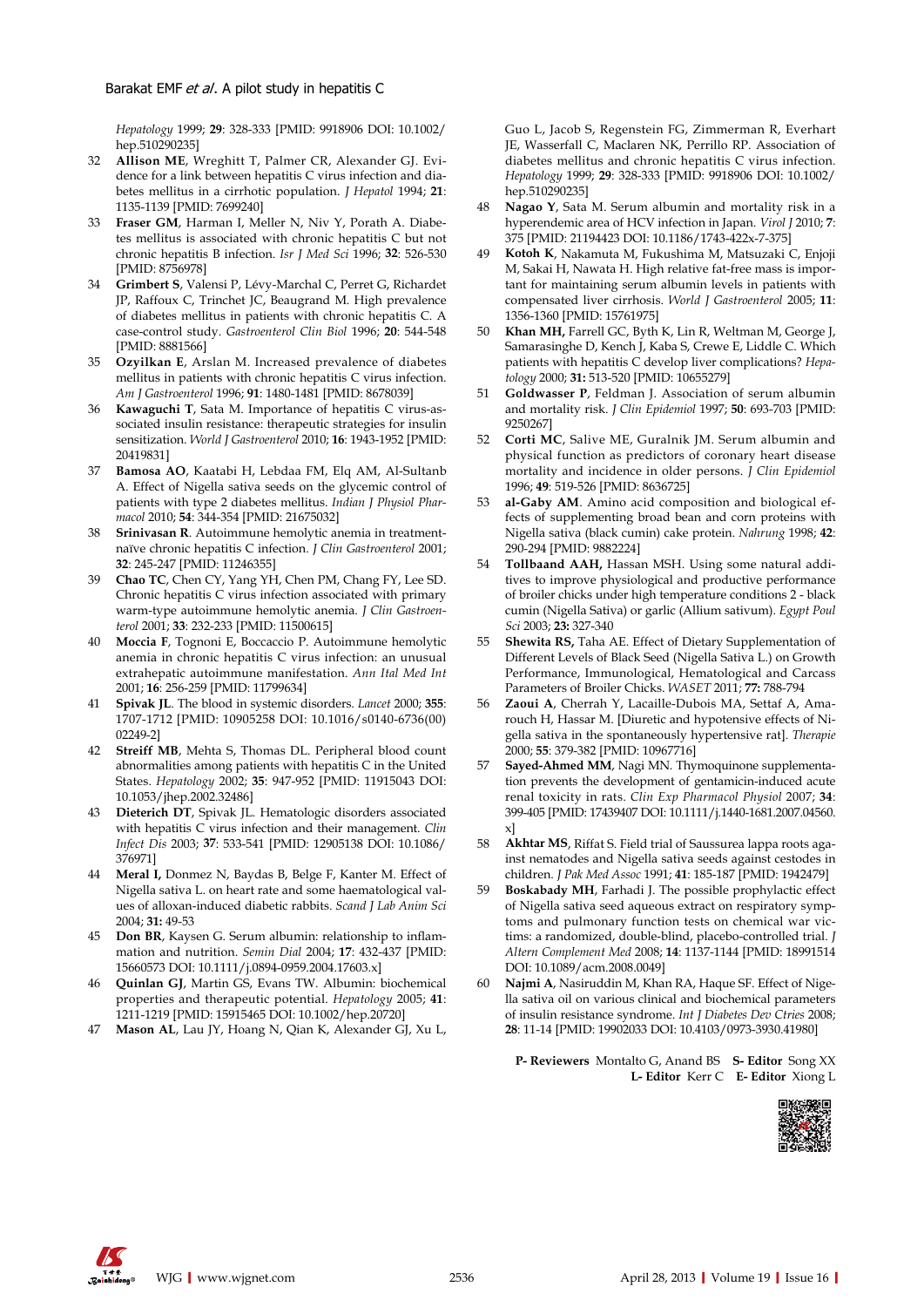*Hepatology* 1999; **29**: 328-333 [PMID: 9918906 DOI: 10.1002/hep.510290235]

32 **Allison ME**, Wreghitt T, Palmer CR, Alexander GJ. Evidence for a link between hepatitis C virus infection and diabetes mellitus in a cirrhotic population. *J Hepatol* 1994; **21**: 1135-1139 [PMID: 7699240]

33 **Fraser GM**, Harman I, Meller N, Niv Y, Porath A. Diabetes mellitus is associated with chronic hepatitis C but not chronic hepatitis B infection. *Isr J Med Sci* 1996; **32**: 526-530 [PMID: 8756978]

34 **Grimbert S**, Valensi P, Lévy-Marchal C, Perret G, Richardet JP, Raffoux C, Trinchet JC, Beaugrand M. High prevalence of diabetes mellitus in patients with chronic hepatitis C. A case-control study. *Gastroenterol Clin Biol* 1996; **20**: 544-548 [PMID: 8881566]

35 **Ozyilkan E**, Arslan M. Increased prevalence of diabetes mellitus in patients with chronic hepatitis C virus infection. *Am J Gastroenterol* 1996; **91**: 1480-1481 [PMID: 8678039]

36 **Kawaguchi T**, Sata M. Importance of hepatitis C virus-associated insulin resistance: therapeutic strategies for insulin sensitization. *World J Gastroenterol* 2010; **16**: 1943-1952 [PMID: 20419831]

37 **Bamosa AO**, Kaatabi H, Lebdaa FM, Elq AM, Al-Sultanb A. Effect of Nigella sativa seeds on the glycemic control of patients with type 2 diabetes mellitus. *Indian J Physiol Pharmacol* 2010; **54**: 344-354 [PMID: 21675032]

38 **Srinivasan R**. Autoimmune hemolytic anemia in treatment-naïve chronic hepatitis C infection. *J Clin Gastroenterol* 2001; **32**: 245-247 [PMID: 11246355]

39 **Chao TC**, Chen CY, Yang YH, Chen PM, Chang FY, Lee SD. Chronic hepatitis C virus infection associated with primary warm-type autoimmune hemolytic anemia. *J Clin Gastroenterol* 2001; **33**: 232-233 [PMID: 11500615]

40 **Moccia F**, Tognoni E, Boccaccio P. Autoimmune hemolytic anemia in chronic hepatitis C virus infection: an unusual extrahepatic autoimmune manifestation. *Ann Ital Med Int* 2001; **16**: 256-259 [PMID: 11799634]

41 **Spivak JL**. The blood in systemic disorders. *Lancet* 2000; **355**: 1707-1712 [PMID: 10905258 DOI: 10.1016/s0140-6736(00)02249-2]

42 **Streiff MB**, Mehta S, Thomas DL. Peripheral blood count abnormalities among patients with hepatitis C in the United States. *Hepatology* 2002; **35**: 947-952 [PMID: 11915043 DOI: 10.1053/jhep.2002.32486]

43 **Dieterich DT**, Spivak JL. Hematologic disorders associated with hepatitis C virus infection and their management. *Clin Infect Dis* 2003; **37**: 533-541 [PMID: 12905138 DOI: 10.1086/376971]

44 **Meral I,** Donmez N, Baydas B, Belge F, Kanter M. Effect of Nigella sativa L. on heart rate and some haematological values of alloxan-induced diabetic rabbits. *Scand J Lab Anim Sci* 2004; **31:** 49-53

45 **Don BR**, Kaysen G. Serum albumin: relationship to inflammation and nutrition. *Semin Dial* 2004; **17**: 432-437 [PMID: 15660573 DOI: 10.1111/j.0894-0959.2004.17603.x]

46 **Quinlan GJ**, Martin GS, Evans TW. Albumin: biochemical properties and therapeutic potential. *Hepatology* 2005; **41**: 1211-1219 [PMID: 15915465 DOI: 10.1002/hep.20720]

47 **Mason AL**, Lau JY, Hoang N, Qian K, Alexander GJ, Xu L, Guo L, Jacob S, Regenstein FG, Zimmerman R, Everhart JE, Wasserfall C, Maclaren NK, Perrillo RP. Association of diabetes mellitus and chronic hepatitis C virus infection. *Hepatology* 1999; **29**: 328-333 [PMID: 9918906 DOI: 10.1002/hep.510290235]

48 **Nagao Y**, Sata M. Serum albumin and mortality risk in a hyperendemic area of HCV infection in Japan. *Virol J* 2010; **7**: 375 [PMID: 21194423 DOI: 10.1186/1743-422x-7-375]

49 **Kotoh K**, Nakamuta M, Fukushima M, Matsuzaki C, Enjoji M, Sakai H, Nawata H. High relative fat-free mass is important for maintaining serum albumin levels in patients with compensated liver cirrhosis. *World J Gastroenterol* 2005; **11**: 1356-1360 [PMID: 15761975]

50 **Khan MH,** Farrell GC, Byth K, Lin R, Weltman M, George J, Samarasinghe D, Kench J, Kaba S, Crewe E, Liddle C. Which patients with hepatitis C develop liver complications? *Hepatology* 2000; **31:** 513-520 [PMID: 10655279]

51 **Goldwasser P**, Feldman J. Association of serum albumin and mortality risk. *J Clin Epidemiol* 1997; **50**: 693-703 [PMID: 9250267]

52 **Corti MC**, Salive ME, Guralnik JM. Serum albumin and physical function as predictors of coronary heart disease mortality and incidence in older persons. *J Clin Epidemiol* 1996; **49**: 519-526 [PMID: 8636725]

53 **al-Gaby AM**. Amino acid composition and biological effects of supplementing broad bean and corn proteins with Nigella sativa (black cumin) cake protein. *Nahrung* 1998; **42**: 290-294 [PMID: 9882224]

54 **Tollbaand AAH,** Hassan MSH. Using some natural additives to improve physiological and productive performance of broiler chicks under high temperature conditions 2 - black cumin (Nigella Sativa) or garlic (Allium sativum). *Egypt Poul Sci* 2003; **23:** 327-340

55 **Shewita RS,** Taha AE. Effect of Dietary Supplementation of Different Levels of Black Seed (Nigella Sativa L.) on Growth Performance, Immunological, Hematological and Carcass Parameters of Broiler Chicks. *WASET* 2011; **77:** 788-794

56 **Zaoui A**, Cherrah Y, Lacaille-Dubois MA, Settaf A, Amarouch H, Hassar M. [Diuretic and hypotensive effects of Nigella sativa in the spontaneously hypertensive rat]. *Therapie* 2000; **55**: 379-382 [PMID: 10967716]

57 **Sayed-Ahmed MM**, Nagi MN. Thymoquinone supplementation prevents the development of gentamicin-induced acute renal toxicity in rats. *Clin Exp Pharmacol Physiol* 2007; **34**: 399-405 [PMID: 17439407 DOI: 10.1111/j.1440-1681.2007.04560.x]

58 **Akhtar MS**, Riffat S. Field trial of Saussurea lappa roots against nematodes and Nigella sativa seeds against cestodes in children. *J Pak Med Assoc* 1991; **41**: 185-187 [PMID: 1942479]

59 **Boskabady MH**, Farhadi J. The possible prophylactic effect of Nigella sativa seed aqueous extract on respiratory symptoms and pulmonary function tests on chemical war victims: a randomized, double-blind, placebo-controlled trial. *J Altern Complement Med* 2008; **14**: 1137-1144 [PMID: 18991514 DOI: 10.1089/acm.2008.0049]

60 **Najmi A**, Nasiruddin M, Khan RA, Haque SF. Effect of Nigella sativa oil on various clinical and biochemical parameters of insulin resistance syndrome. *Int J Diabetes Dev Ctries* 2008; **28**: 11-14 [PMID: 19902033 DOI: 10.4103/0973-3930.41980]

**P- Reviewers** Montalto G, Anand BS **S- Editor** Song XX
**L- Editor** Kerr C **E- Editor** Xiong L